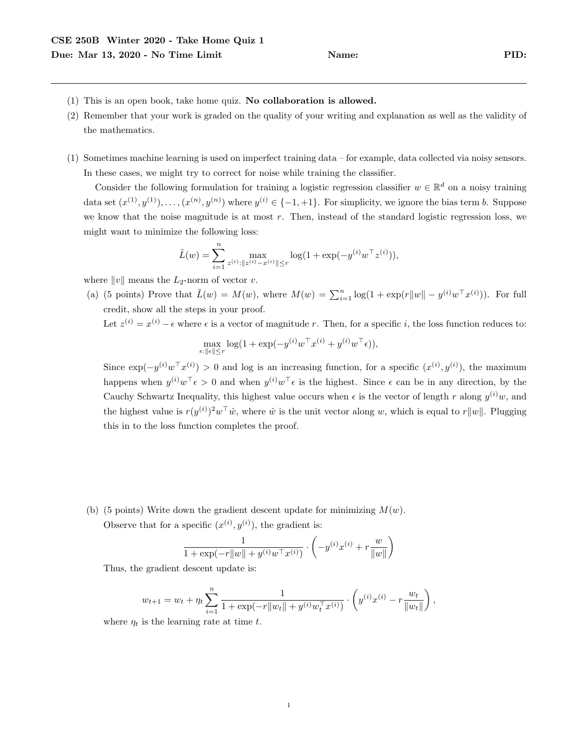**CSE 250B Winter 2020 - Take Home Quiz 1**

**Due: Mar 13, 2020 - No Time Limit** **Name:** **PID:**

---

(1) This is an open book, take home quiz. **No collaboration is allowed.**

(2) Remember that your work is graded on the quality of your writing and explanation as well as the validity of the mathematics.

(1) Sometimes machine learning is used on imperfect training data – for example, data collected via noisy sensors. In these cases, we might try to correct for noise while training the classifier.

Consider the following formulation for training a logistic regression classifier $w \in \mathbb{R}^d$ on a noisy training data set $(x^{(1)}, y^{(1)}), \ldots, (x^{(n)}, y^{(n)})$ where $y^{(i)} \in \{-1, +1\}$. For simplicity, we ignore the bias term $b$. Suppose we know that the noise magnitude is at most $r$. Then, instead of the standard logistic regression loss, we might want to minimize the following loss:

$$\tilde{L}(w) = \sum_{i=1}^{n} \max_{z^{(i)}: \|z^{(i)} - x^{(i)}\| \leq r} \log(1 + \exp(-y^{(i)} w^\top z^{(i)})),$$

where $\|v\|$ means the $L_2$-norm of vector $v$.

(a) (5 points) Prove that $\tilde{L}(w) = M(w)$, where $M(w) = \sum_{i=1}^{n} \log(1 + \exp(r\|w\| - y^{(i)} w^\top x^{(i)}))$. For full credit, show all the steps in your proof.

Let $z^{(i)} = x^{(i)} - \epsilon$ where $\epsilon$ is a vector of magnitude $r$. Then, for a specific $i$, the loss function reduces to:

$$\max_{\epsilon: \|\epsilon\| \leq r} \log(1 + \exp(-y^{(i)} w^\top x^{(i)} + y^{(i)} w^\top \epsilon)),$$

Since $\exp(-y^{(i)} w^\top x^{(i)}) > 0$ and log is an increasing function, for a specific $(x^{(i)}, y^{(i)})$, the maximum happens when $y^{(i)} w^\top \epsilon > 0$ and when $y^{(i)} w^\top \epsilon$ is the highest. Since $\epsilon$ can be in any direction, by the Cauchy Schwartz Inequality, this highest value occurs when $\epsilon$ is the vector of length $r$ along $y^{(i)} w$, and the highest value is $r (y^{(i)})^2 w^\top \hat{w}$, where $\hat{w}$ is the unit vector along $w$, which is equal to $r\|w\|$. Plugging this in to the loss function completes the proof.

(b) (5 points) Write down the gradient descent update for minimizing $M(w)$.

Observe that for a specific $(x^{(i)}, y^{(i)})$, the gradient is:

$$\frac{1}{1 + \exp(-r\|w\| + y^{(i)} w^\top x^{(i)})} \cdot \left( -y^{(i)} x^{(i)} + r \frac{w}{\|w\|} \right)$$

Thus, the gradient descent update is:

$$w_{t+1} = w_t + \eta_t \sum_{i=1}^{n} \frac{1}{1 + \exp(-r\|w_t\| + y^{(i)} w_t^\top x^{(i)})} \cdot \left( y^{(i)} x^{(i)} - r \frac{w_t}{\|w_t\|} \right),$$

where $\eta_t$ is the learning rate at time $t$.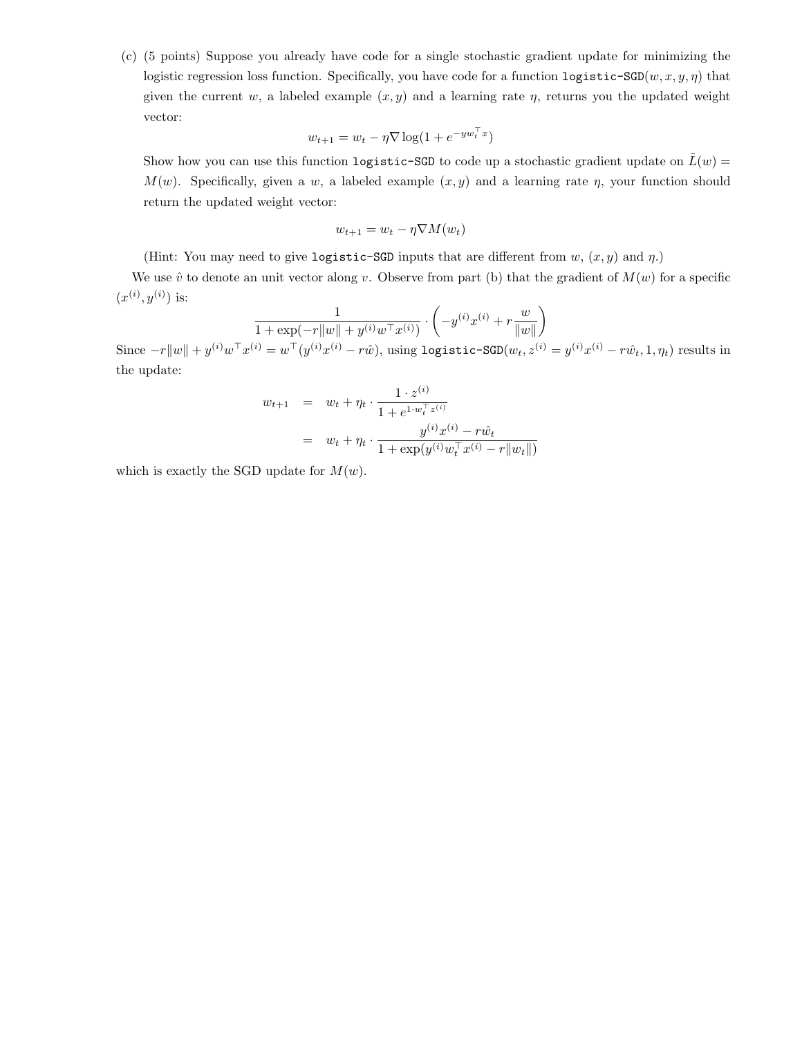(c) (5 points) Suppose you already have code for a single stochastic gradient update for minimizing the logistic regression loss function. Specifically, you have code for a function `logistic-SGD`$(w, x, y, \eta)$ that given the current $w$, a labeled example $(x, y)$ and a learning rate $\eta$, returns you the updated weight vector:

$$w_{t+1} = w_t - \eta \nabla \log(1 + e^{-y w_t^\top x})$$

Show how you can use this function `logistic-SGD` to code up a stochastic gradient update on $\tilde{L}(w) = M(w)$. Specifically, given a $w$, a labeled example $(x, y)$ and a learning rate $\eta$, your function should return the updated weight vector:

$$w_{t+1} = w_t - \eta \nabla M(w_t)$$

(Hint: You may need to give `logistic-SGD` inputs that are different from $w$, $(x, y)$ and $\eta$.)

We use $\hat{v}$ to denote an unit vector along $v$. Observe from part (b) that the gradient of $M(w)$ for a specific $(x^{(i)}, y^{(i)})$ is:

$$\frac{1}{1 + \exp(-r\|w\| + y^{(i)} w^\top x^{(i)})} \cdot \left( -y^{(i)} x^{(i)} + r \frac{w}{\|w\|} \right)$$

Since $-r\|w\| + y^{(i)} w^\top x^{(i)} = w^\top (y^{(i)} x^{(i)} - r\hat{w})$, using `logistic-SGD`$(w_t, z^{(i)} = y^{(i)} x^{(i)} - r\hat{w}_t, 1, \eta_t)$ results in the update:

$$\begin{aligned} w_{t+1} &= w_t + \eta_t \cdot \frac{1 \cdot z^{(i)}}{1 + e^{1 \cdot w_t^\top z^{(i)}}} \\ &= w_t + \eta_t \cdot \frac{y^{(i)} x^{(i)} - r\hat{w}_t}{1 + \exp(y^{(i)} w_t^\top x^{(i)} - r\|w_t\|)} \end{aligned}$$

which is exactly the SGD update for $M(w)$.